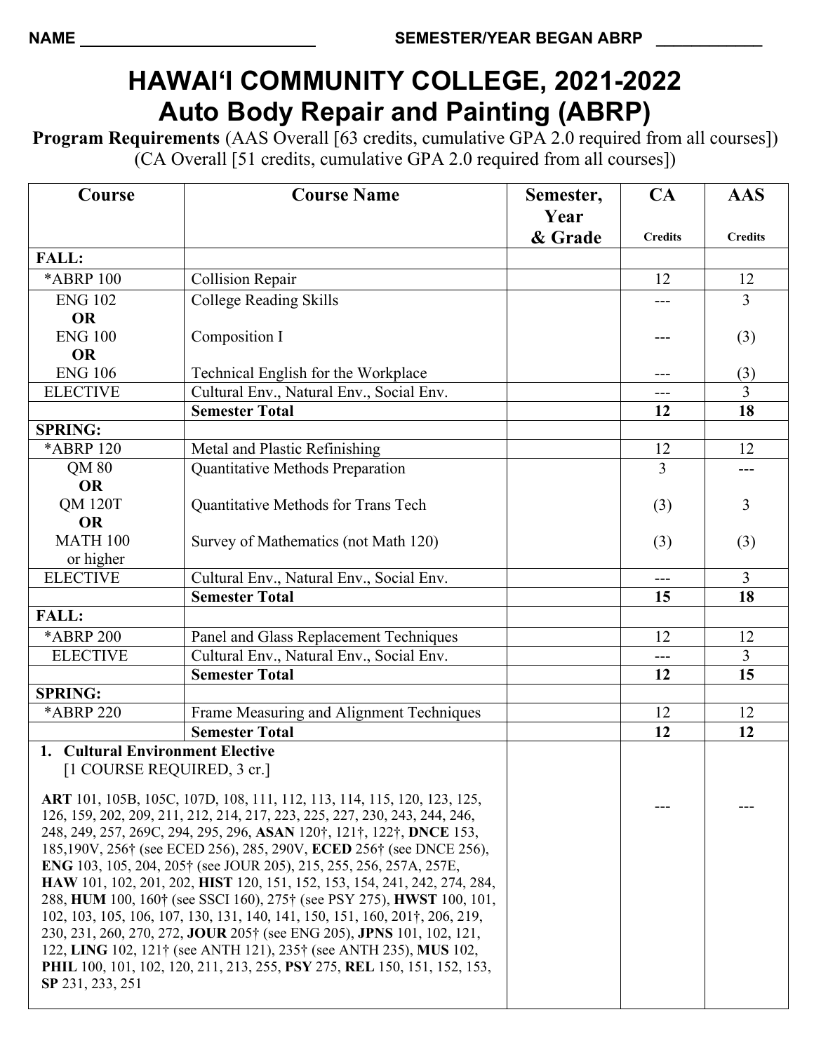NAME ___________________________ SEMESTER/YEAR BEGAN ABRP ____________

# HAWAI'I COMMUNITY COLLEGE, 2021-2022
# Auto Body Repair and Painting (ABRP)

**Program Requirements** (AAS Overall [63 credits, cumulative GPA 2.0 required from all courses]) (CA Overall [51 credits, cumulative GPA 2.0 required from all courses])

| Course | Course Name | Semester, Year & Grade | CA Credits | AAS Credits |
|---|---|---|---|---|
| **FALL:** | | | | |
| *ABRP 100 | Collision Repair | | 12 | 12 |
| ENG 102<br>**OR**<br>ENG 100<br>**OR**<br>ENG 106 | College Reading Skills<br><br>Composition I<br><br>Technical English for the Workplace | | ---<br><br>---<br><br>--- | 3<br><br>(3)<br><br>(3) |
| ELECTIVE | Cultural Env., Natural Env., Social Env. | | --- | 3 |
| | **Semester Total** | | **12** | **18** |
| **SPRING:** | | | | |
| *ABRP 120 | Metal and Plastic Refinishing | | 12 | 12 |
| QM 80<br>**OR**<br>QM 120T<br>**OR**<br>MATH 100 or higher | Quantitative Methods Preparation<br><br>Quantitative Methods for Trans Tech<br><br>Survey of Mathematics (not Math 120) | | 3<br><br>(3)<br><br>(3) | ---<br><br>3<br><br>(3) |
| ELECTIVE | Cultural Env., Natural Env., Social Env. | | --- | 3 |
| | **Semester Total** | | **15** | **18** |
| **FALL:** | | | | |
| *ABRP 200 | Panel and Glass Replacement Techniques | | 12 | 12 |
| ELECTIVE | Cultural Env., Natural Env., Social Env. | | --- | 3 |
| | **Semester Total** | | **12** | **15** |
| **SPRING:** | | | | |
| *ABRP 220 | Frame Measuring and Alignment Techniques | | 12 | 12 |
| | **Semester Total** | | **12** | **12** |
| **1. Cultural Environment Elective** [1 COURSE REQUIRED, 3 cr.]<br><br>**ART** 101, 105B, 105C, 107D, 108, 111, 112, 113, 114, 115, 120, 123, 125, 126, 159, 202, 209, 211, 212, 214, 217, 223, 225, 227, 230, 243, 244, 246, 248, 249, 257, 269C, 294, 295, 296, **ASAN** 120†, 121†, 122†, **DNCE** 153, 185,190V, 256† (see ECED 256), 285, 290V, **ECED** 256† (see DNCE 256), **ENG** 103, 105, 204, 205† (see JOUR 205), 215, 255, 256, 257A, 257E, **HAW** 101, 102, 201, 202, **HIST** 120, 151, 152, 153, 154, 241, 242, 274, 284, 288, **HUM** 100, 160† (see SSCI 160), 275† (see PSY 275), **HWST** 100, 101, 102, 103, 105, 106, 107, 130, 131, 140, 141, 150, 151, 160, 201†, 206, 219, 230, 231, 260, 270, 272, **JOUR** 205† (see ENG 205), **JPNS** 101, 102, 121, 122, **LING** 102, 121† (see ANTH 121), 235† (see ANTH 235), **MUS** 102, **PHIL** 100, 101, 102, 120, 211, 213, 255, **PSY** 275, **REL** 150, 151, 152, 153, **SP** 231, 233, 251 | | | --- | --- |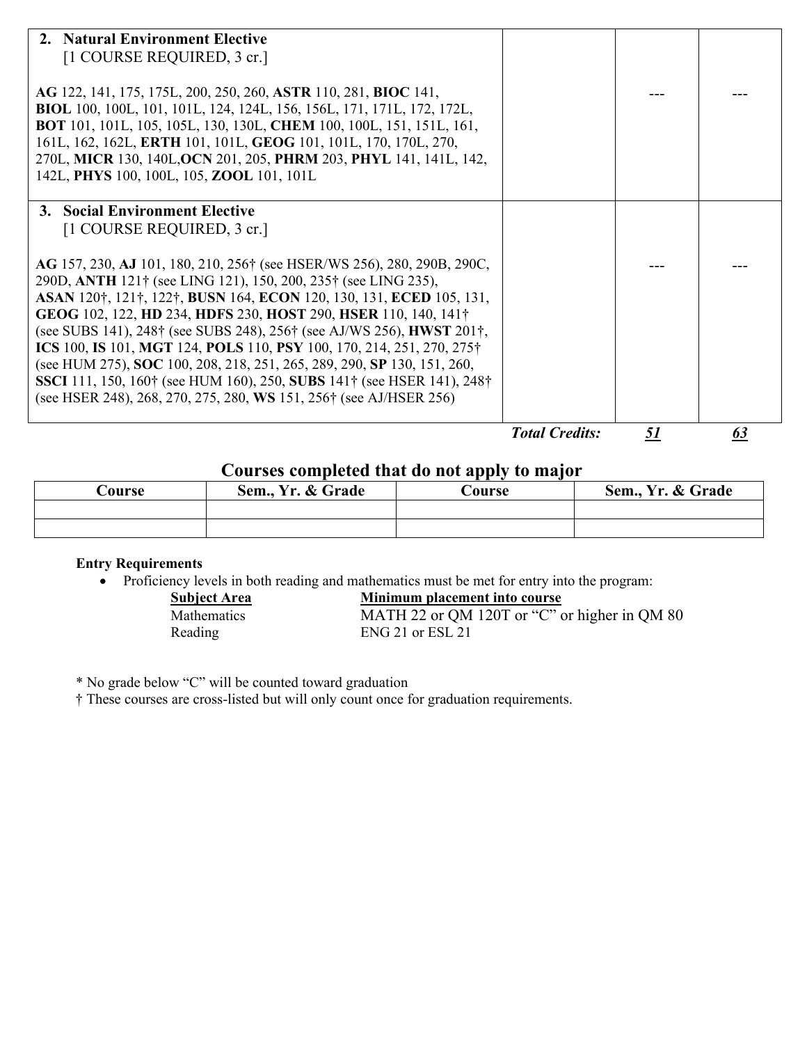| | | | |
|---|---|---|---|
| **2. Natural Environment Elective**<br>[1 COURSE REQUIRED, 3 cr.]<br><br>**AG** 122, 141, 175, 175L, 200, 250, 260, **ASTR** 110, 281, **BIOC** 141, **BIOL** 100, 100L, 101, 101L, 124, 124L, 156, 156L, 171, 171L, 172, 172L, **BOT** 101, 101L, 105, 105L, 130, 130L, **CHEM** 100, 100L, 151, 151L, 161, 161L, 162, 162L, **ERTH** 101, 101L, **GEOG** 101, 101L, 170, 170L, 270, 270L, **MICR** 130, 140L,**OCN** 201, 205, **PHRM** 203, **PHYL** 141, 141L, 142, 142L, **PHYS** 100, 100L, 105, **ZOOL** 101, 101L | | --- | --- |
| **3. Social Environment Elective**<br>[1 COURSE REQUIRED, 3 cr.]<br><br>**AG** 157, 230, **AJ** 101, 180, 210, 256† (see HSER/WS 256), 280, 290B, 290C, 290D, **ANTH** 121† (see LING 121), 150, 200, 235† (see LING 235), **ASAN** 120†, 121†, 122†, **BUSN** 164, **ECON** 120, 130, 131, **ECED** 105, 131, **GEOG** 102, 122, **HD** 234, **HDFS** 230, **HOST** 290, **HSER** 110, 140, 141† (see SUBS 141), 248† (see SUBS 248), 256† (see AJ/WS 256), **HWST** 201†, **ICS** 100, **IS** 101, **MGT** 124, **POLS** 110, **PSY** 100, 170, 214, 251, 270, 275† (see HUM 275), **SOC** 100, 208, 218, 251, 265, 289, 290, **SP** 130, 151, 260, **SSCI** 111, 150, 160† (see HUM 160), 250, **SUBS** 141† (see HSER 141), 248† (see HSER 248), 268, 270, 275, 280, **WS** 151, 256† (see AJ/HSER 256) | | --- | --- |
| | ***Total Credits:*** | ***51*** | ***63*** |

## Courses completed that do not apply to major

| Course | Sem., Yr. & Grade | Course | Sem., Yr. & Grade |
|---|---|---|---|
| | | | |
| | | | |

**Entry Requirements**

- Proficiency levels in both reading and mathematics must be met for entry into the program:

| Subject Area | Minimum placement into course |
|---|---|
| Mathematics | MATH 22 or QM 120T or "C" or higher in QM 80 |
| Reading | ENG 21 or ESL 21 |

\* No grade below "C" will be counted toward graduation

† These courses are cross-listed but will only count once for graduation requirements.